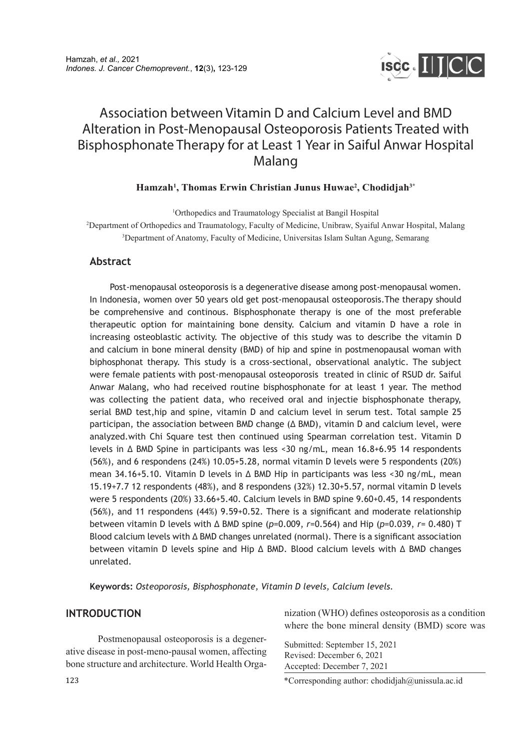# Association between Vitamin D and Calcium Level and BMD Alteration in Post-Menopausal Osteoporosis Patients Treated with Bisphosphonate Therapy for at Least 1 Year in Saiful Anwar Hospital Malang

**Hamzah[1], Thomas Erwin Christian Junus Huwae[2], Chodidjah[3*]**

[1]Orthopedics and Traumatology Specialist at Bangil Hospital

[2]Department of Orthopedics and Traumatology, Faculty of Medicine, Unibraw, Syaiful Anwar Hospital, Malang

[3]Department of Anatomy, Faculty of Medicine, Universitas Islam Sultan Agung, Semarang

## Abstract

Post-menopausal osteoporosis is a degenerative disease among post-menopausal women. In Indonesia, women over 50 years old get post-menopausal osteoporosis.The therapy should be comprehensive and continous. Bisphosphonate therapy is one of the most preferable therapeutic option for maintaining bone density. Calcium and vitamin D have a role in increasing osteoblastic activity. The objective of this study was to describe the vitamin D and calcium in bone mineral density (BMD) of hip and spine in postmenopausal woman with biphosphonat therapy. This study is a cross-sectional, observational analytic. The subject were female patients with post-menopausal osteoporosis treated in clinic of RSUD dr. Saiful Anwar Malang, who had received routine bisphosphonate for at least 1 year. The method was collecting the patient data, who received oral and injectie bisphosphonate therapy, serial BMD test,hip and spine, vitamin D and calcium level in serum test. Total sample 25 participan, the association between BMD change (Δ BMD), vitamin D and calcium level, were analyzed.with Chi Square test then continued using Spearman correlation test. Vitamin D levels in Δ BMD Spine in participants was less <30 ng/mL, mean 16.8+6.95 14 respondents (56%), and 6 respondens (24%) 10.05+5.28, normal vitamin D levels were 5 respondents (20%) mean 34.16+5.10. Vitamin D levels in Δ BMD Hip in participants was less <30 ng/mL, mean 15.19+7.7 12 respondents (48%), and 8 respondens (32%) 12.30+5.57, normal vitamin D levels were 5 respondents (20%) 33.66+5.40. Calcium levels in BMD spine 9.60+0.45, 14 respondents (56%), and 11 respondens (44%) 9.59+0.52. There is a significant and moderate relationship between vitamin D levels with Δ BMD spine (*p*=0.009, *r*=0.564) and Hip (*p*=0.039, *r*= 0.480) T Blood calcium levels with Δ BMD changes unrelated (normal). There is a significant association between vitamin D levels spine and Hip Δ BMD. Blood calcium levels with Δ BMD changes unrelated.

**Keywords:** *Osteoporosis, Bisphosphonate, Vitamin D levels, Calcium levels.*

## INTRODUCTION

Postmenopausal osteoporosis is a degenerative disease in post-meno-pausal women, affecting bone structure and architecture. World Health Organization (WHO) defines osteoporosis as a condition where the bone mineral density (BMD) score was

Submitted: September 15, 2021
Revised: December 6, 2021
Accepted: December 7, 2021

*Corresponding author: chodidjah@unissula.ac.id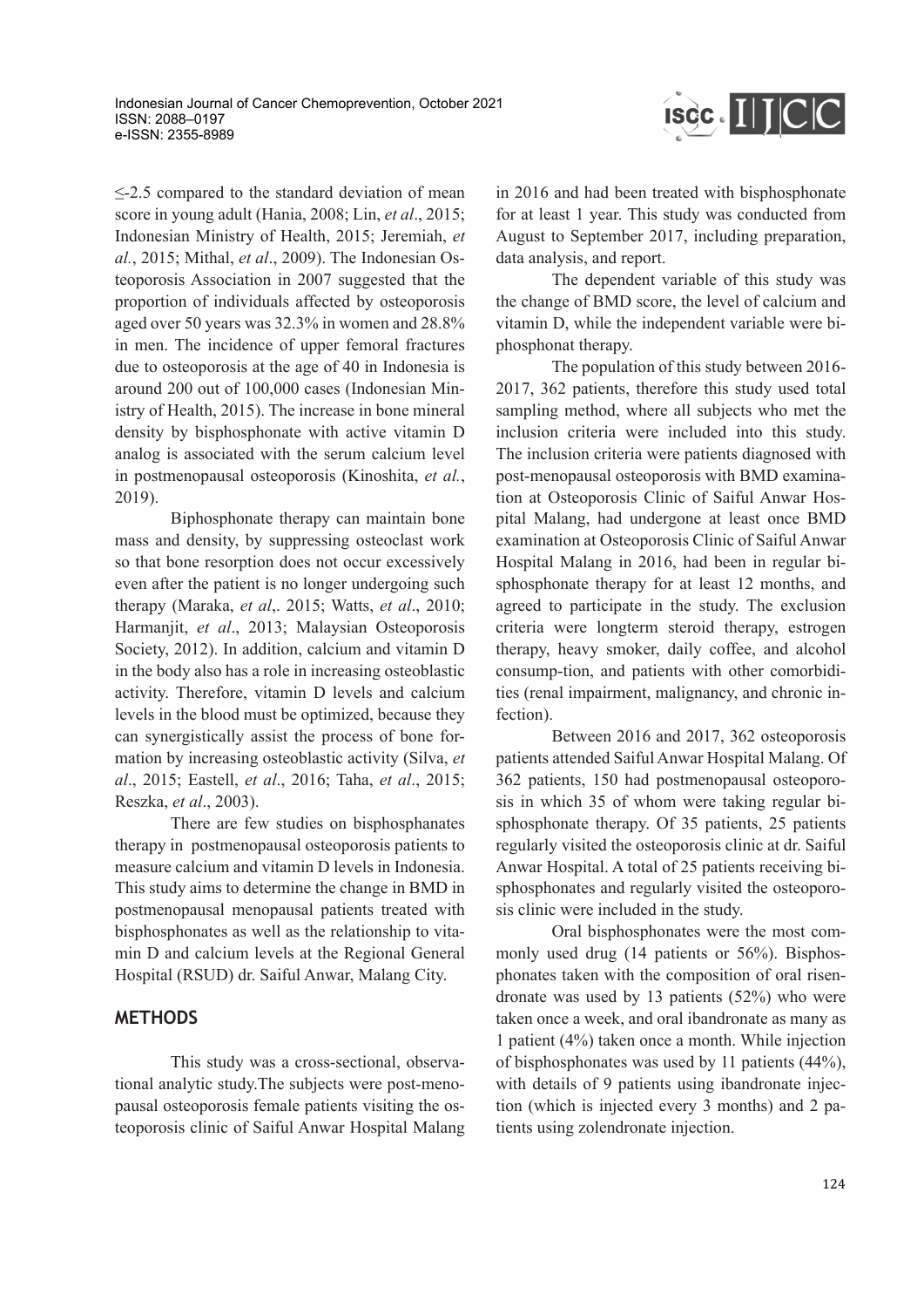≤-2.5 compared to the standard deviation of mean score in young adult (Hania, 2008; Lin, *et al*., 2015; Indonesian Ministry of Health, 2015; Jeremiah, *et al.*, 2015; Mithal, *et al*., 2009). The Indonesian Osteoporosis Association in 2007 suggested that the proportion of individuals affected by osteoporosis aged over 50 years was 32.3% in women and 28.8% in men. The incidence of upper femoral fractures due to osteoporosis at the age of 40 in Indonesia is around 200 out of 100,000 cases (Indonesian Ministry of Health, 2015). The increase in bone mineral density by bisphosphonate with active vitamin D analog is associated with the serum calcium level in postmenopausal osteoporosis (Kinoshita, *et al.*, 2019).

Biphosphonate therapy can maintain bone mass and density, by suppressing osteoclast work so that bone resorption does not occur excessively even after the patient is no longer undergoing such therapy (Maraka, *et al*,. 2015; Watts, *et al*., 2010; Harmanjit, *et al*., 2013; Malaysian Osteoporosis Society, 2012). In addition, calcium and vitamin D in the body also has a role in increasing osteoblastic activity. Therefore, vitamin D levels and calcium levels in the blood must be optimized, because they can synergistically assist the process of bone formation by increasing osteoblastic activity (Silva, *et al*., 2015; Eastell, *et al*., 2016; Taha, *et al*., 2015; Reszka, *et al*., 2003).

There are few studies on bisphosphanates therapy in postmenopausal osteoporosis patients to measure calcium and vitamin D levels in Indonesia. This study aims to determine the change in BMD in postmenopausal menopausal patients treated with bisphosphonates as well as the relationship to vitamin D and calcium levels at the Regional General Hospital (RSUD) dr. Saiful Anwar, Malang City.

## METHODS

This study was a cross-sectional, observational analytic study.The subjects were post-menopausal osteoporosis female patients visiting the osteoporosis clinic of Saiful Anwar Hospital Malang in 2016 and had been treated with bisphosphonate for at least 1 year. This study was conducted from August to September 2017, including preparation, data analysis, and report.

The dependent variable of this study was the change of BMD score, the level of calcium and vitamin D, while the independent variable were biphosphonat therapy.

The population of this study between 2016-2017, 362 patients, therefore this study used total sampling method, where all subjects who met the inclusion criteria were included into this study. The inclusion criteria were patients diagnosed with post-menopausal osteoporosis with BMD examination at Osteoporosis Clinic of Saiful Anwar Hospital Malang, had undergone at least once BMD examination at Osteoporosis Clinic of Saiful Anwar Hospital Malang in 2016, had been in regular bisphosphonate therapy for at least 12 months, and agreed to participate in the study. The exclusion criteria were longterm steroid therapy, estrogen therapy, heavy smoker, daily coffee, and alcohol consump-tion, and patients with other comorbidities (renal impairment, malignancy, and chronic infection).

Between 2016 and 2017, 362 osteoporosis patients attended Saiful Anwar Hospital Malang. Of 362 patients, 150 had postmenopausal osteoporosis in which 35 of whom were taking regular bisphosphonate therapy. Of 35 patients, 25 patients regularly visited the osteoporosis clinic at dr. Saiful Anwar Hospital. A total of 25 patients receiving bisphosphonates and regularly visited the osteoporosis clinic were included in the study.

Oral bisphosphonates were the most commonly used drug (14 patients or 56%). Bisphosphonates taken with the composition of oral risendronate was used by 13 patients (52%) who were taken once a week, and oral ibandronate as many as 1 patient (4%) taken once a month. While injection of bisphosphonates was used by 11 patients (44%), with details of 9 patients using ibandronate injection (which is injected every 3 months) and 2 patients using zolendronate injection.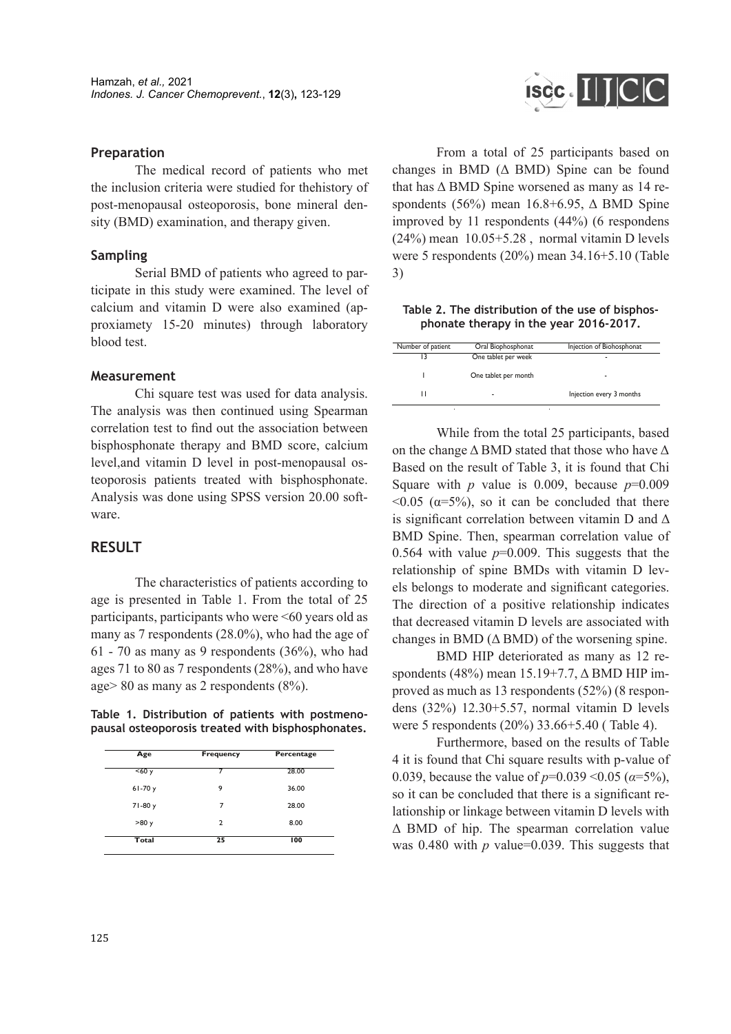### Preparation

The medical record of patients who met the inclusion criteria were studied for thehistory of post-menopausal osteoporosis, bone mineral density (BMD) examination, and therapy given.

### Sampling

Serial BMD of patients who agreed to participate in this study were examined. The level of calcium and vitamin D were also examined (approxiamety 15-20 minutes) through laboratory blood test.

### Measurement

Chi square test was used for data analysis. The analysis was then continued using Spearman correlation test to find out the association between bisphosphonate therapy and BMD score, calcium level,and vitamin D level in post-menopausal osteoporosis patients treated with bisphosphonate. Analysis was done using SPSS version 20.00 software.

## RESULT

The characteristics of patients according to age is presented in Table 1. From the total of 25 participants, participants who were <60 years old as many as 7 respondents (28.0%), who had the age of 61 - 70 as many as 9 respondents (36%), who had ages 71 to 80 as 7 respondents (28%), and who have age> 80 as many as 2 respondents (8%).

**Table 1. Distribution of patients with postmenopausal osteoporosis treated with bisphosphonates.**

| Age | Frequency | Percentage |
|---|---|---|
| <60 y | 7 | 28.00 |
| 61-70 y | 9 | 36.00 |
| 71-80 y | 7 | 28.00 |
| >80 y | 2 | 8.00 |
| Total | 25 | 100 |

From a total of 25 participants based on changes in BMD (Δ BMD) Spine can be found that has Δ BMD Spine worsened as many as 14 respondents (56%) mean 16.8+6.95, Δ BMD Spine improved by 11 respondents (44%) (6 respondens (24%) mean 10.05+5.28 , normal vitamin D levels were 5 respondents (20%) mean 34.16+5.10 (Table 3)

**Table 2. The distribution of the use of bisphosphonate therapy in the year 2016-2017.**

| Number of patient | Oral Biophosphonat | Injection of Biohosphonat |
|---|---|---|
| 13 | One tablet per week | - |
| 1 | One tablet per month | - |
| 11 | - | Injection every 3 months |

While from the total 25 participants, based on the change Δ BMD stated that those who have Δ Based on the result of Table 3, it is found that Chi Square with $p$ value is 0.009, because $p$=0.009 <0.05 (α=5%), so it can be concluded that there is significant correlation between vitamin D and Δ BMD Spine. Then, spearman correlation value of 0.564 with value $p$=0.009. This suggests that the relationship of spine BMDs with vitamin D levels belongs to moderate and significant categories. The direction of a positive relationship indicates that decreased vitamin D levels are associated with changes in BMD (Δ BMD) of the worsening spine.

BMD HIP deteriorated as many as 12 respondents (48%) mean 15.19+7.7, Δ BMD HIP improved as much as 13 respondents (52%) (8 respondens (32%) 12.30+5.57, normal vitamin D levels were 5 respondents (20%) 33.66+5.40 ( Table 4).

Furthermore, based on the results of Table 4 it is found that Chi square results with p-value of 0.039, because the value of $p$=0.039 <0.05 ($α$=5%), so it can be concluded that there is a significant relationship or linkage between vitamin D levels with Δ BMD of hip. The spearman correlation value was 0.480 with $p$ value=0.039. This suggests that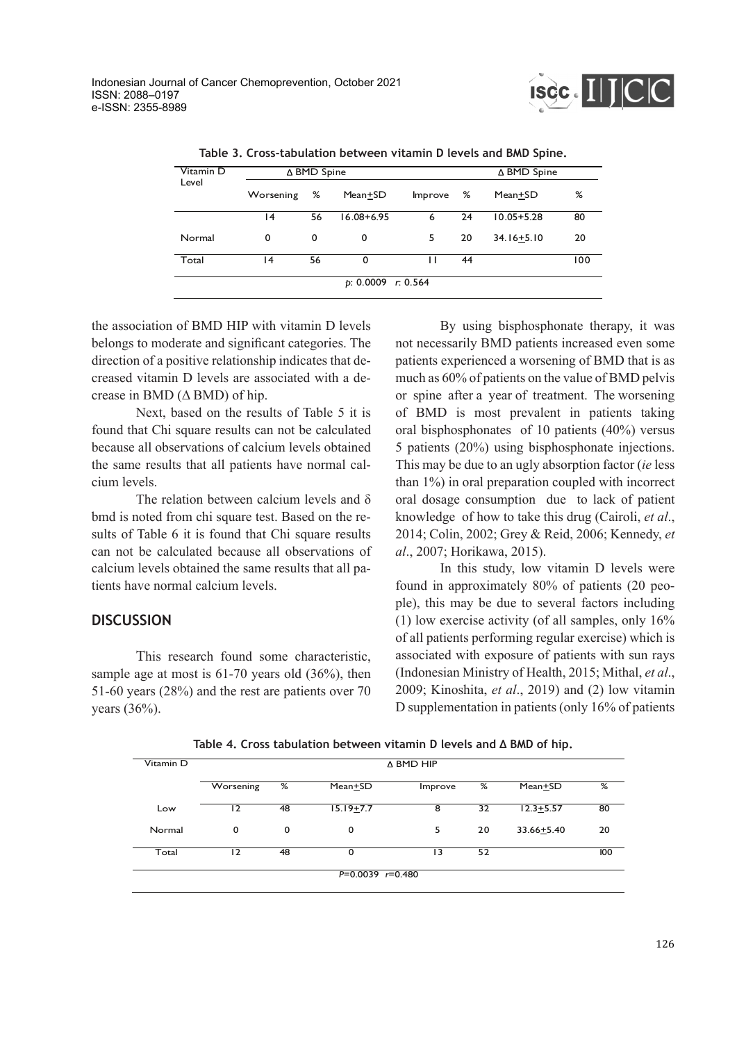**Table 3. Cross-tabulation between vitamin D levels and BMD Spine.**

| Vitamin D Level | Δ BMD Spine | | | | | Δ BMD Spine | |
|---|---|---|---|---|---|---|---|
| | Worsening | % | Mean±SD | Improve | % | Mean±SD | % |
| | 14 | 56 | 16.08+6.95 | 6 | 24 | 10.05+5.28 | 80 |
| Normal | 0 | 0 | 0 | 5 | 20 | 34.16±5.10 | 20 |
| Total | 14 | 56 | 0 | 11 | 44 | | 100 |
| | | | *p*: 0.0009 *r*: 0.564 | | | | |

the association of BMD HIP with vitamin D levels belongs to moderate and significant categories. The direction of a positive relationship indicates that decreased vitamin D levels are associated with a decrease in BMD (Δ BMD) of hip.

Next, based on the results of Table 5 it is found that Chi square results can not be calculated because all observations of calcium levels obtained the same results that all patients have normal calcium levels.

The relation between calcium levels and δ bmd is noted from chi square test. Based on the results of Table 6 it is found that Chi square results can not be calculated because all observations of calcium levels obtained the same results that all patients have normal calcium levels.

## DISCUSSION

This research found some characteristic, sample age at most is 61-70 years old (36%), then 51-60 years (28%) and the rest are patients over 70 years (36%).

By using bisphosphonate therapy, it was not necessarily BMD patients increased even some patients experienced a worsening of BMD that is as much as 60% of patients on the value of BMD pelvis or spine after a year of treatment. The worsening of BMD is most prevalent in patients taking oral bisphosphonates of 10 patients (40%) versus 5 patients (20%) using bisphosphonate injections. This may be due to an ugly absorption factor (*ie* less than 1%) in oral preparation coupled with incorrect oral dosage consumption due to lack of patient knowledge of how to take this drug (Cairoli, *et al*., 2014; Colin, 2002; Grey & Reid, 2006; Kennedy, *et al*., 2007; Horikawa, 2015).

In this study, low vitamin D levels were found in approximately 80% of patients (20 people), this may be due to several factors including (1) low exercise activity (of all samples, only 16% of all patients performing regular exercise) which is associated with exposure of patients with sun rays (Indonesian Ministry of Health, 2015; Mithal, *et al*., 2009; Kinoshita, *et al*., 2019) and (2) low vitamin D supplementation in patients (only 16% of patients

**Table 4. Cross tabulation between vitamin D levels and Δ BMD of hip.**

| Vitamin D | Δ BMD HIP | | | | | | |
|---|---|---|---|---|---|---|---|
| | Worsening | % | Mean±SD | Improve | % | Mean±SD | % |
| Low | 12 | 48 | 15.19±7.7 | 8 | 32 | 12.3±5.57 | 80 |
| Normal | 0 | 0 | 0 | 5 | 20 | 33.66±5.40 | 20 |
| Total | 12 | 48 | 0 | 13 | 52 | | 100 |
| | | | *P*=0.0039 *r*=0.480 | | | | |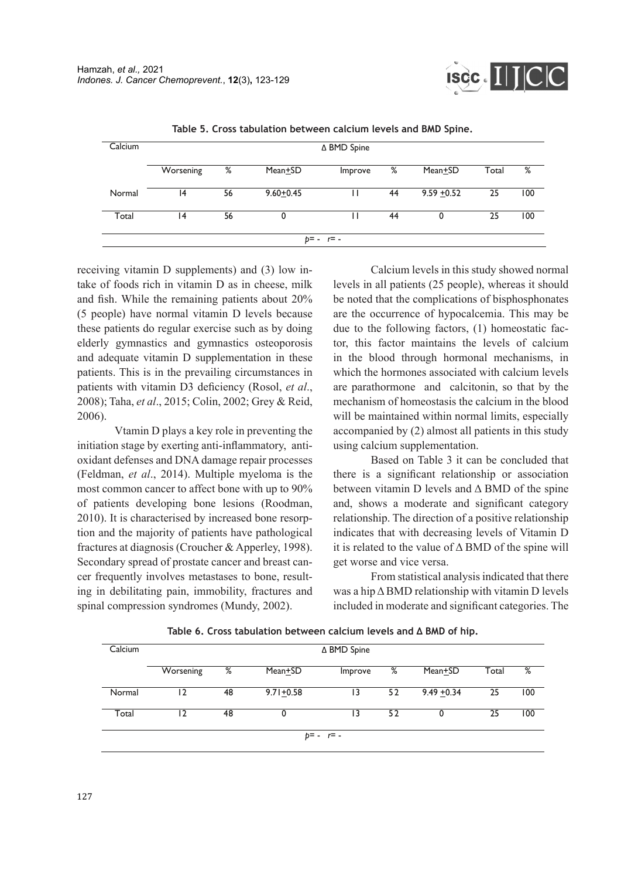**Table 5. Cross tabulation between calcium levels and BMD Spine.**

| Calcium | Δ BMD Spine | | | | | | | |
|---|---|---|---|---|---|---|---|---|
| | Worsening | % | Mean±SD | Improve | % | Mean±SD | Total | % |
| Normal | 14 | 56 | 9.60±0.45 | 11 | 44 | 9.59 ±0.52 | 25 | 100 |
| Total | 14 | 56 | 0 | 11 | 44 | 0 | 25 | 100 |
| | | | | *p*= - *r*= - | | | | |

receiving vitamin D supplements) and (3) low intake of foods rich in vitamin D as in cheese, milk and fish. While the remaining patients about 20% (5 people) have normal vitamin D levels because these patients do regular exercise such as by doing elderly gymnastics and gymnastics osteoporosis and adequate vitamin D supplementation in these patients. This is in the prevailing circumstances in patients with vitamin D3 deficiency (Rosol, *et al*., 2008); Taha, *et al*., 2015; Colin, 2002; Grey & Reid, 2006).

Vtamin D plays a key role in preventing the initiation stage by exerting anti-inflammatory, antioxidant defenses and DNA damage repair processes (Feldman, *et al*., 2014). Multiple myeloma is the most common cancer to affect bone with up to 90% of patients developing bone lesions (Roodman, 2010). It is characterised by increased bone resorption and the majority of patients have pathological fractures at diagnosis (Croucher & Apperley, 1998). Secondary spread of prostate cancer and breast cancer frequently involves metastases to bone, resulting in debilitating pain, immobility, fractures and spinal compression syndromes (Mundy, 2002).

Calcium levels in this study showed normal levels in all patients (25 people), whereas it should be noted that the complications of bisphosphonates are the occurrence of hypocalcemia. This may be due to the following factors, (1) homeostatic factor, this factor maintains the levels of calcium in the blood through hormonal mechanisms, in which the hormones associated with calcium levels are parathormone and calcitonin, so that by the mechanism of homeostasis the calcium in the blood will be maintained within normal limits, especially accompanied by (2) almost all patients in this study using calcium supplementation.

Based on Table 3 it can be concluded that there is a significant relationship or association between vitamin D levels and Δ BMD of the spine and, shows a moderate and significant category relationship. The direction of a positive relationship indicates that with decreasing levels of Vitamin D it is related to the value of Δ BMD of the spine will get worse and vice versa.

From statistical analysis indicated that there was a hip Δ BMD relationship with vitamin D levels included in moderate and significant categories. The

**Table 6. Cross tabulation between calcium levels and Δ BMD of hip.**

| Calcium | Δ BMD Spine | | | | | | | |
|---|---|---|---|---|---|---|---|---|
| | Worsening | % | Mean±SD | Improve | % | Mean±SD | Total | % |
| Normal | 12 | 48 | 9.71±0.58 | 13 | 52 | 9.49 ±0.34 | 25 | 100 |
| Total | 12 | 48 | 0 | 13 | 52 | 0 | 25 | 100 |
| | | | | *p*= - *r*= - | | | | |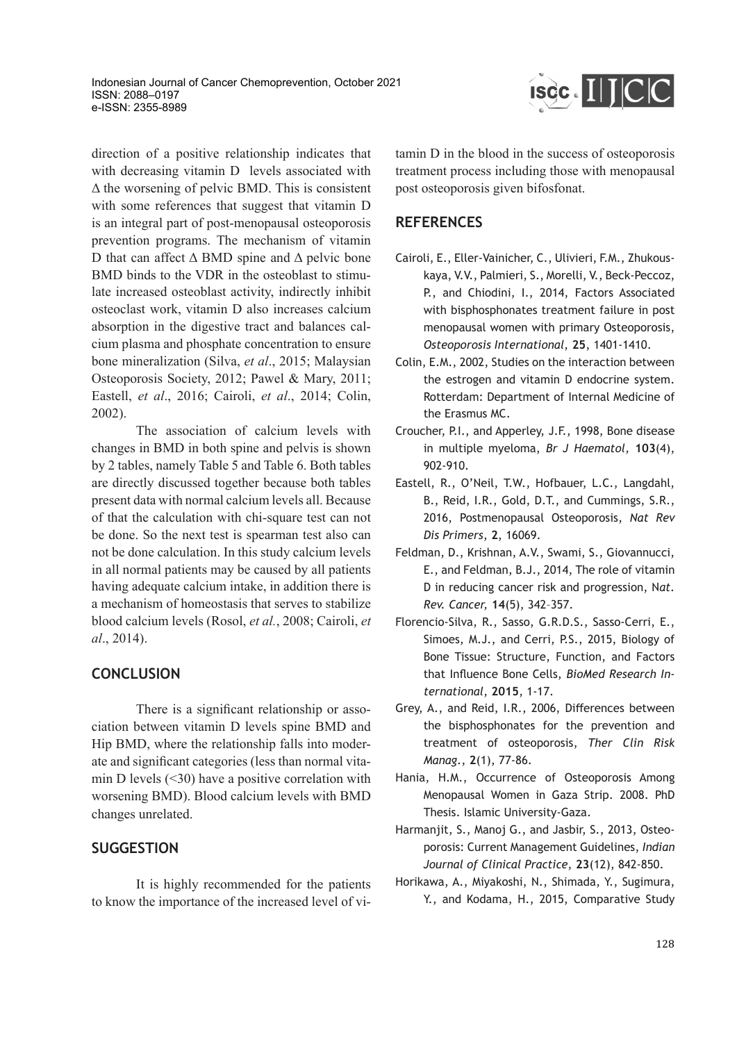direction of a positive relationship indicates that with decreasing vitamin D levels associated with Δ the worsening of pelvic BMD. This is consistent with some references that suggest that vitamin D is an integral part of post-menopausal osteoporosis prevention programs. The mechanism of vitamin D that can affect Δ BMD spine and Δ pelvic bone BMD binds to the VDR in the osteoblast to stimulate increased osteoblast activity, indirectly inhibit osteoclast work, vitamin D also increases calcium absorption in the digestive tract and balances calcium plasma and phosphate concentration to ensure bone mineralization (Silva, *et al*., 2015; Malaysian Osteoporosis Society, 2012; Pawel & Mary, 2011; Eastell, *et al*., 2016; Cairoli, *et al*., 2014; Colin, 2002).

The association of calcium levels with changes in BMD in both spine and pelvis is shown by 2 tables, namely Table 5 and Table 6. Both tables are directly discussed together because both tables present data with normal calcium levels all. Because of that the calculation with chi-square test can not be done. So the next test is spearman test also can not be done calculation. In this study calcium levels in all normal patients may be caused by all patients having adequate calcium intake, in addition there is a mechanism of homeostasis that serves to stabilize blood calcium levels (Rosol, *et al.*, 2008; Cairoli, *et al*., 2014).

## CONCLUSION

There is a significant relationship or association between vitamin D levels spine BMD and Hip BMD, where the relationship falls into moderate and significant categories (less than normal vitamin D levels (<30) have a positive correlation with worsening BMD). Blood calcium levels with BMD changes unrelated.

## SUGGESTION

It is highly recommended for the patients to know the importance of the increased level of vitamin D in the blood in the success of osteoporosis treatment process including those with menopausal post osteoporosis given bifosfonat.

## REFERENCES

Cairoli, E., Eller-Vainicher, C., Ulivieri, F.M., Zhukouskaya, V.V., Palmieri, S., Morelli, V., Beck-Peccoz, P., and Chiodini, I., 2014, Factors Associated with bisphosphonates treatment failure in post menopausal women with primary Osteoporosis, *Osteoporosis International*, **25**, 1401-1410.

Colin, E.M., 2002, Studies on the interaction between the estrogen and vitamin D endocrine system. Rotterdam: Department of Internal Medicine of the Erasmus MC.

Croucher, P.I., and Apperley, J.F., 1998, Bone disease in multiple myeloma, *Br J Haematol,* **103**(4), 902-910.

Eastell, R., O'Neil, T.W., Hofbauer, L.C., Langdahl, B., Reid, I.R., Gold, D.T., and Cummings, S.R., 2016, Postmenopausal Osteoporosis, *Nat Rev Dis Primers*, **2**, 16069.

Feldman, D., Krishnan, A.V., Swami, S., Giovannucci, E., and Feldman, B.J., 2014, The role of vitamin D in reducing cancer risk and progression, N*at. Rev. Cancer,* **14**(5), 342–357.

Florencio-Silva, R., Sasso, G.R.D.S., Sasso-Cerri, E., Simoes, M.J., and Cerri, P.S., 2015, Biology of Bone Tissue: Structure, Function, and Factors that Influence Bone Cells, *BioMed Research International*, **2015**, 1-17.

Grey, A., and Reid, I.R., 2006, Differences between the bisphosphonates for the prevention and treatment of osteoporosis, *Ther Clin Risk Manag.*, **2**(1), 77-86.

Hania, H.M., Occurrence of Osteoporosis Among Menopausal Women in Gaza Strip. 2008. PhD Thesis. Islamic University-Gaza.

Harmanjit, S., Manoj G., and Jasbir, S., 2013, Osteoporosis: Current Management Guidelines, *Indian Journal of Clinical Practice*, **23**(12), 842-850.

Horikawa, A., Miyakoshi, N., Shimada, Y., Sugimura, Y., and Kodama, H., 2015, Comparative Study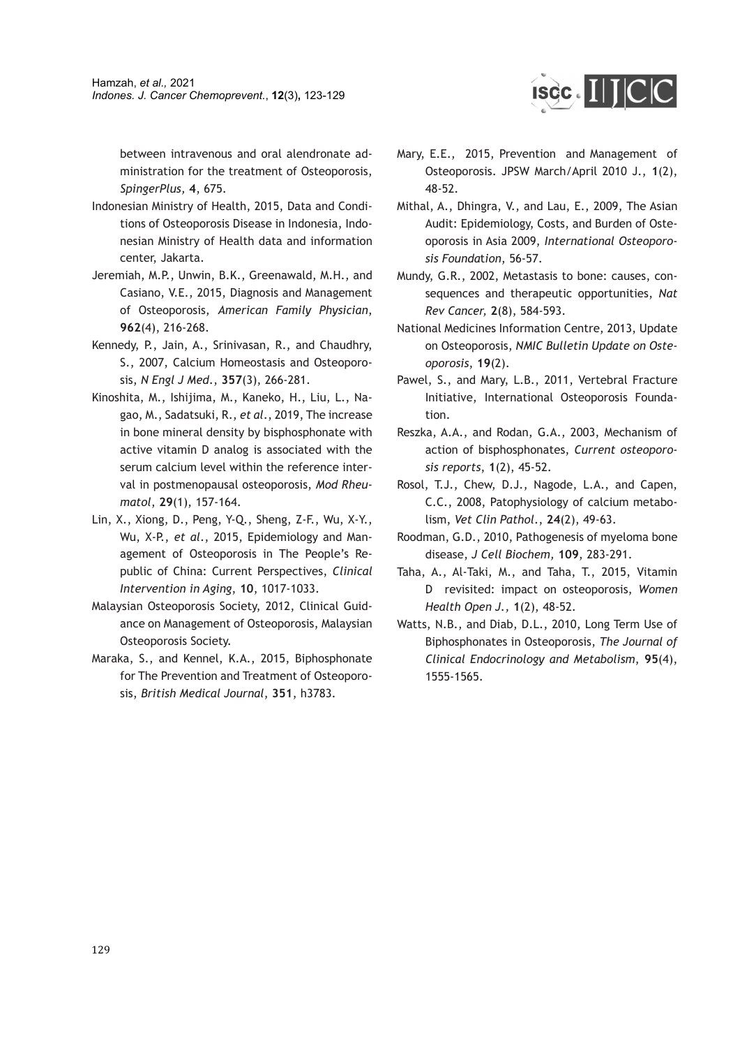between intravenous and oral alendronate administration for the treatment of Osteoporosis, *SpingerPlus*, **4**, 675.

Indonesian Ministry of Health, 2015, Data and Conditions of Osteoporosis Disease in Indonesia, Indonesian Ministry of Health data and information center, Jakarta.

Jeremiah, M.P., Unwin, B.K., Greenawald, M.H., and Casiano, V.E., 2015, Diagnosis and Management of Osteoporosis, *American Family Physician*, **962**(4), 216-268.

Kennedy, P., Jain, A., Srinivasan, R., and Chaudhry, S., 2007, Calcium Homeostasis and Osteoporosis, *N Engl J Med.*, **357**(3), 266-281.

Kinoshita, M., Ishijima, M., Kaneko, H., Liu, L., Nagao, M., Sadatsuki, R., *et al.*, 2019, The increase in bone mineral density by bisphosphonate with active vitamin D analog is associated with the serum calcium level within the reference interval in postmenopausal osteoporosis, *Mod Rheumatol*, **29**(1), 157-164.

Lin, X., Xiong, D., Peng, Y-Q., Sheng, Z-F., Wu, X-Y., Wu, X-P., *et al.*, 2015, Epidemiology and Management of Osteoporosis in The People's Republic of China: Current Perspectives, *Clinical Intervention in Aging*, **10**, 1017-1033.

Malaysian Osteoporosis Society, 2012, Clinical Guidance on Management of Osteoporosis, Malaysian Osteoporosis Society.

Maraka, S., and Kennel, K.A., 2015, Biphosphonate for The Prevention and Treatment of Osteoporosis, *British Medical Journal*, **351**, h3783.

Mary, E.E., 2015, Prevention and Management of Osteoporosis. JPSW March/April 2010 J., **1**(2), 48-52.

Mithal, A., Dhingra, V., and Lau, E., 2009, The Asian Audit: Epidemiology, Costs, and Burden of Osteoporosis in Asia 2009, *International Osteoporosis Foundation*, 56-57.

Mundy, G.R., 2002, Metastasis to bone: causes, consequences and therapeutic opportunities, *Nat Rev Cancer,* **2**(8), 584-593.

National Medicines Information Centre, 2013, Update on Osteoporosis, *NMIC Bulletin Update on Osteoporosis*, **19**(2).

Pawel, S., and Mary, L.B., 2011, Vertebral Fracture Initiative, International Osteoporosis Foundation.

Reszka, A.A., and Rodan, G.A., 2003, Mechanism of action of bisphosphonates, *Current osteoporosis reports*, **1**(2), 45-52.

Rosol, T.J., Chew, D.J., Nagode, L.A., and Capen, C.C., 2008, Patophysiology of calcium metabolism, *Vet Clin Pathol.*, **24**(2), 49-63.

Roodman, G.D., 2010, Pathogenesis of myeloma bone disease, *J Cell Biochem,* **109**, 283-291.

Taha, A., Al-Taki, M., and Taha, T., 2015, Vitamin D revisited: impact on osteoporosis, *Women Health Open J.,* **1**(2), 48-52.

Watts, N.B., and Diab, D.L., 2010, Long Term Use of Biphosphonates in Osteoporosis, *The Journal of Clinical Endocrinology and Metabolism*, **95**(4), 1555-1565.